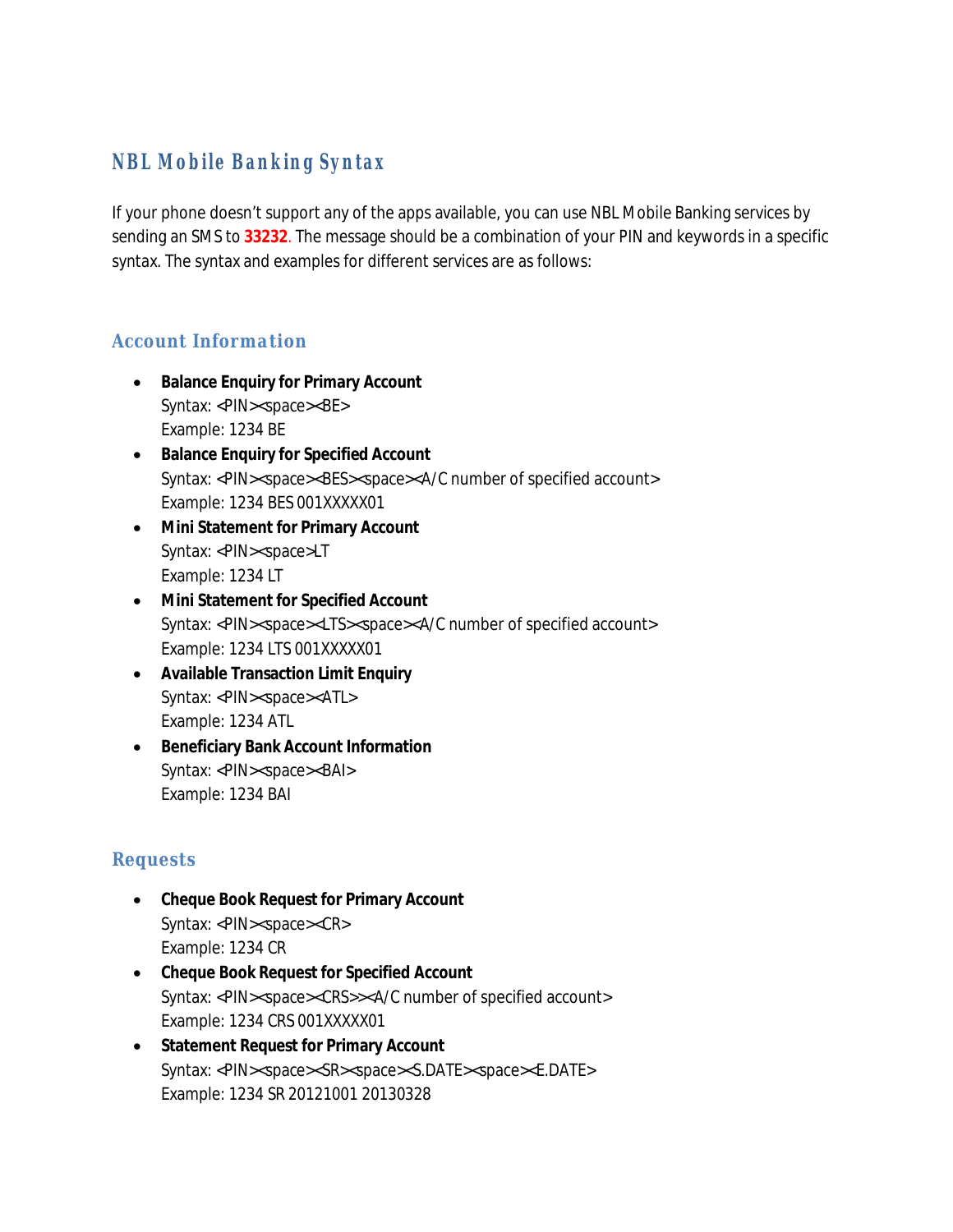# NBL Mobile Banking Syntax

If your phone doesn't support any of the apps available, you can use NBL Mobile Banking services by sending an SMS to **33232**. The message should be a combination of your PIN and keywords in a specific syntax. The syntax and examples for different services are as follows:

## Account Information

- **Balance Enquiry for Primary Account**
  Syntax: <PIN><space><BE>
  Example: 1234 BE
- **Balance Enquiry for Specified Account**
  Syntax: <PIN><space><BES><space><A/C number of specified account>
  Example: 1234 BES 001XXXXX01
- **Mini Statement for Primary Account**
  Syntax: <PIN><space>LT
  Example: 1234 LT
- **Mini Statement for Specified Account**
  Syntax: <PIN><space><LTS><space><A/C number of specified account>
  Example: 1234 LTS 001XXXXX01
- **Available Transaction Limit Enquiry**
  Syntax: <PIN><space><ATL>
  Example: 1234 ATL
- **Beneficiary Bank Account Information**
  Syntax: <PIN><space><BAI>
  Example: 1234 BAI

## Requests

- **Cheque Book Request for Primary Account**
  Syntax: <PIN><space><CR>
  Example: 1234 CR
- **Cheque Book Request for Specified Account**
  Syntax: <PIN><space><CRS>><A/C number of specified account>
  Example: 1234 CRS 001XXXXX01
- **Statement Request for Primary Account**
  Syntax: <PIN><space><SR><space><S.DATE><space><E.DATE>
  Example: 1234 SR 20121001 20130328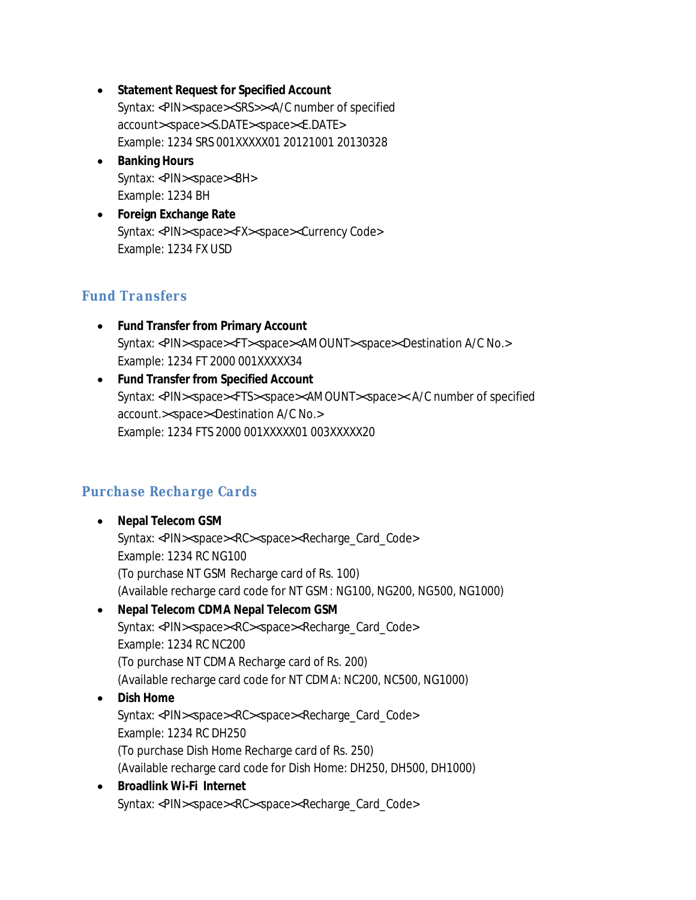- **Statement Request for Specified Account**
  Syntax: <PIN><space><SRS>><A/C number of specified account><space><S.DATE><space><E.DATE>
  Example: 1234 SRS 001XXXXX01 20121001 20130328
- **Banking Hours**
  Syntax: <PIN><space><BH>
  Example: 1234 BH
- **Foreign Exchange Rate**
  Syntax: <PIN><space><FX><space><Currency Code>
  Example: 1234 FX USD

## Fund Transfers

- **Fund Transfer from Primary Account**
  Syntax: <PIN><space><FT><space><AMOUNT><space><Destination A/C No.>
  Example: 1234 FT 2000 001XXXXX34
- **Fund Transfer from Specified Account**
  Syntax: <PIN><space><FTS><space><AMOUNT><space>< A/C number of specified account.><space><Destination A/C No.>
  Example: 1234 FTS 2000 001XXXXX01 003XXXXX20

## Purchase Recharge Cards

- **Nepal Telecom GSM**
  Syntax: <PIN><space><RC><space><Recharge_Card_Code>
  Example: 1234 RC NG100
  (To purchase NT GSM Recharge card of Rs. 100)
  (Available recharge card code for NT GSM: NG100, NG200, NG500, NG1000)
- **Nepal Telecom CDMA Nepal Telecom GSM**
  Syntax: <PIN><space><RC><space><Recharge_Card_Code>
  Example: 1234 RC NC200
  (To purchase NT CDMA Recharge card of Rs. 200)
  (Available recharge card code for NT CDMA: NC200, NC500, NG1000)
- **Dish Home**
  Syntax: <PIN><space><RC><space><Recharge_Card_Code>
  Example: 1234 RC DH250
  (To purchase Dish Home Recharge card of Rs. 250)
  (Available recharge card code for Dish Home: DH250, DH500, DH1000)
- **Broadlink Wi-Fi Internet**
  Syntax: <PIN><space><RC><space><Recharge_Card_Code>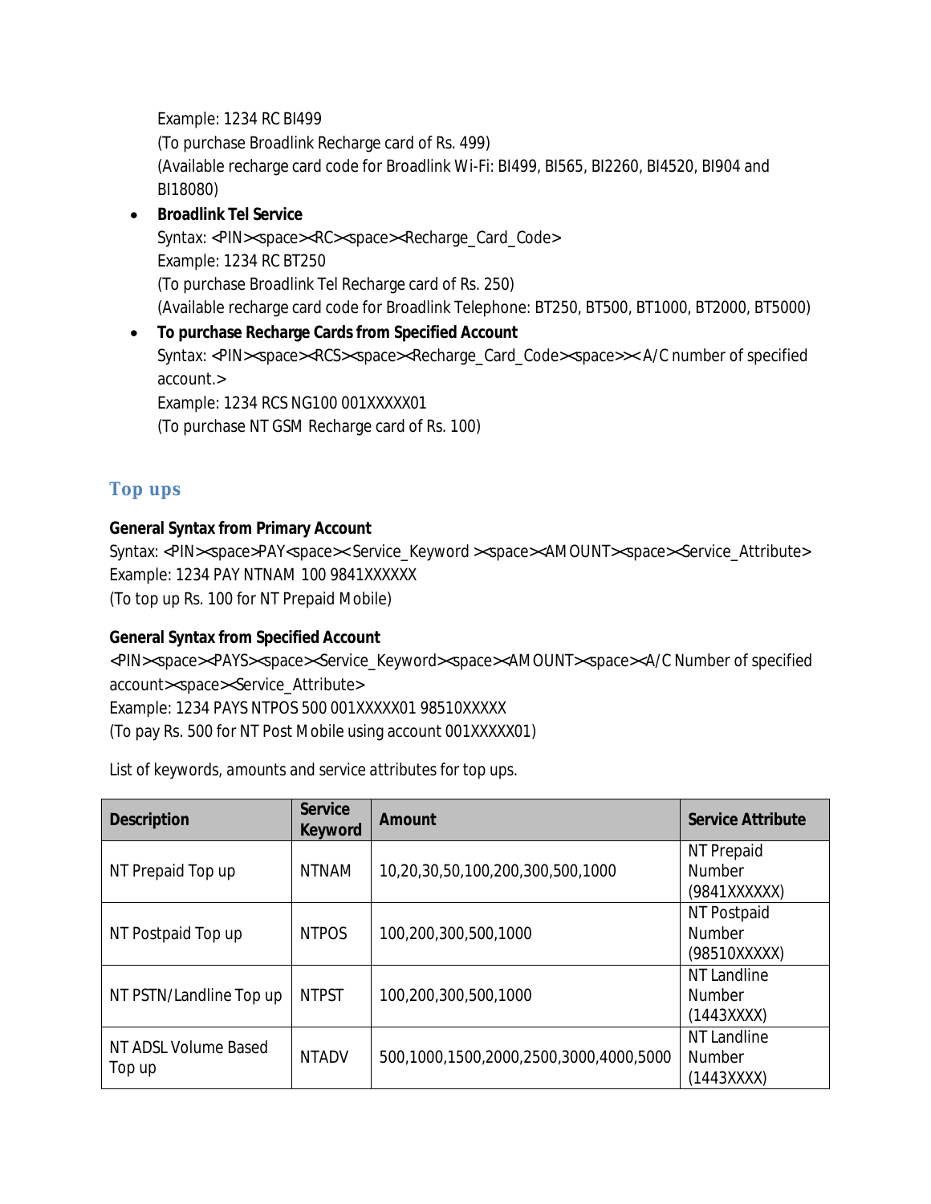Example: 1234 RC BI499
(To purchase Broadlink Recharge card of Rs. 499)
(Available recharge card code for Broadlink Wi-Fi: BI499, BI565, BI2260, BI4520, BI904 and BI18080)

- **Broadlink Tel Service**
  Syntax: <PIN><space><RC><space><Recharge_Card_Code>
  Example: 1234 RC BT250
  (To purchase Broadlink Tel Recharge card of Rs. 250)
  (Available recharge card code for Broadlink Telephone: BT250, BT500, BT1000, BT2000, BT5000)
- **To purchase Recharge Cards from Specified Account**
  Syntax: <PIN><space><RCS><space><Recharge_Card_Code><space>>< A/C number of specified account.>
  Example: 1234 RCS NG100 001XXXXX01
  (To purchase NT GSM Recharge card of Rs. 100)

## Top ups

**General Syntax from Primary Account**
Syntax: <PIN><space>PAY<space>< Service_Keyword ><space><AMOUNT><space><Service_Attribute>
Example: 1234 PAY NTNAM 100 9841XXXXXX
(To top up Rs. 100 for NT Prepaid Mobile)

**General Syntax from Specified Account**
<PIN><space><PAYS><space><Service_Keyword><space><AMOUNT><space><A/C Number of specified account><space><Service_Attribute>
Example: 1234 PAYS NTPOS 500 001XXXXX01 98510XXXXX
(To pay Rs. 500 for NT Post Mobile using account 001XXXXX01)

List of keywords, amounts and service attributes for top ups.

| Description | Service Keyword | Amount | Service Attribute |
|---|---|---|---|
| NT Prepaid Top up | NTNAM | 10,20,30,50,100,200,300,500,1000 | NT Prepaid Number (9841XXXXXX) |
| NT Postpaid Top up | NTPOS | 100,200,300,500,1000 | NT Postpaid Number (98510XXXXX) |
| NT PSTN/Landline Top up | NTPST | 100,200,300,500,1000 | NT Landline Number (1443XXXX) |
| NT ADSL Volume Based Top up | NTADV | 500,1000,1500,2000,2500,3000,4000,5000 | NT Landline Number (1443XXXX) |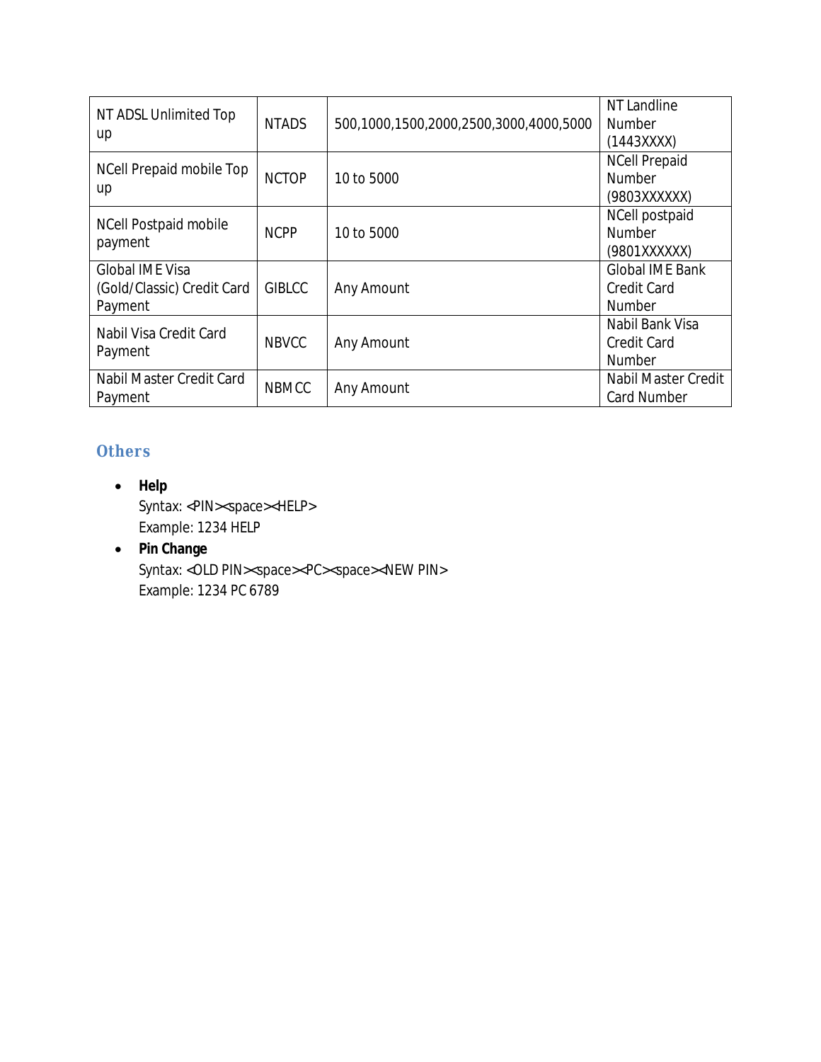| | | | |
|---|---|---|---|
| NT ADSL Unlimited Top up | NTADS | 500,1000,1500,2000,2500,3000,4000,5000 | NT Landline Number (1443XXXX) |
| NCell Prepaid mobile Top up | NCTOP | 10 to 5000 | NCell Prepaid Number (9803XXXXXX) |
| NCell Postpaid mobile payment | NCPP | 10 to 5000 | NCell postpaid Number (9801XXXXXX) |
| Global IME Visa (Gold/Classic) Credit Card Payment | GIBLCC | Any Amount | Global IME Bank Credit Card Number |
| Nabil Visa Credit Card Payment | NBVCC | Any Amount | Nabil Bank Visa Credit Card Number |
| Nabil Master Credit Card Payment | NBMCC | Any Amount | Nabil Master Credit Card Number |

## Others

- **Help**
  Syntax: <PIN><space><HELP>
  Example: 1234 HELP
- **Pin Change**
  Syntax: <OLD PIN><space><PC><space><NEW PIN>
  Example: 1234 PC 6789